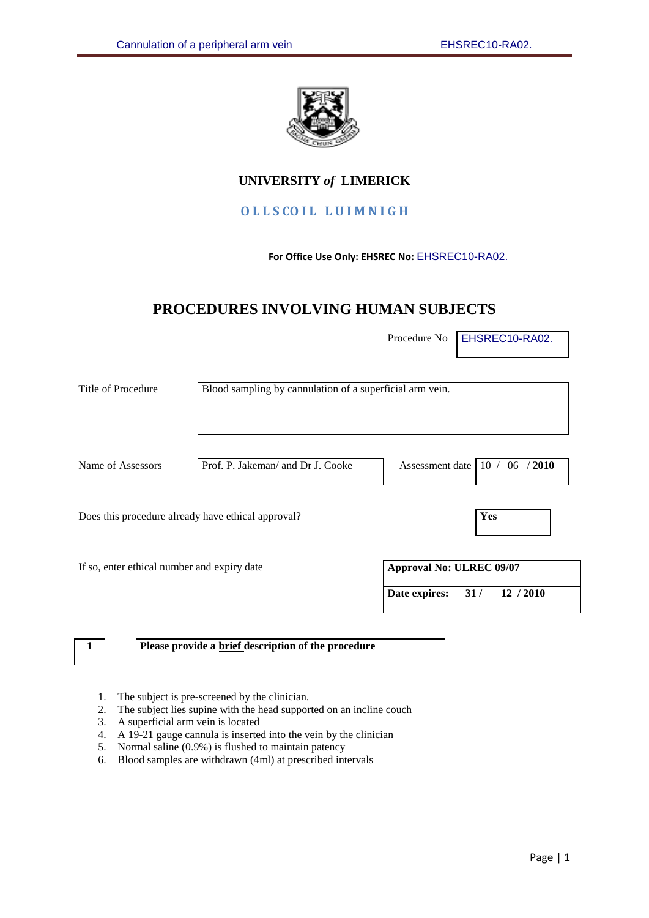**UNIVERSITY *of* LIMERICK**

**OLLSCOIL LUIMNIGH**

**For Office Use Only: EHSREC No:** EHSREC10-RA02.

# PROCEDURES INVOLVING HUMAN SUBJECTS

Procedure No: EHSREC10-RA02.

Title of Procedure: Blood sampling by cannulation of a superficial arm vein.

Name of Assessors: Prof. P. Jakeman/ and Dr J. Cooke

Assessment date: 10 / 06 / **2010**

Does this procedure already have ethical approval? **Yes**

If so, enter ethical number and expiry date

**Approval No: ULREC 09/07**

**Date expires: 31 / 12 / 2010**

**1** **Please provide a brief description of the procedure**

1. The subject is pre-screened by the clinician.
2. The subject lies supine with the head supported on an incline couch
3. A superficial arm vein is located
4. A 19-21 gauge cannula is inserted into the vein by the clinician
5. Normal saline (0.9%) is flushed to maintain patency
6. Blood samples are withdrawn (4ml) at prescribed intervals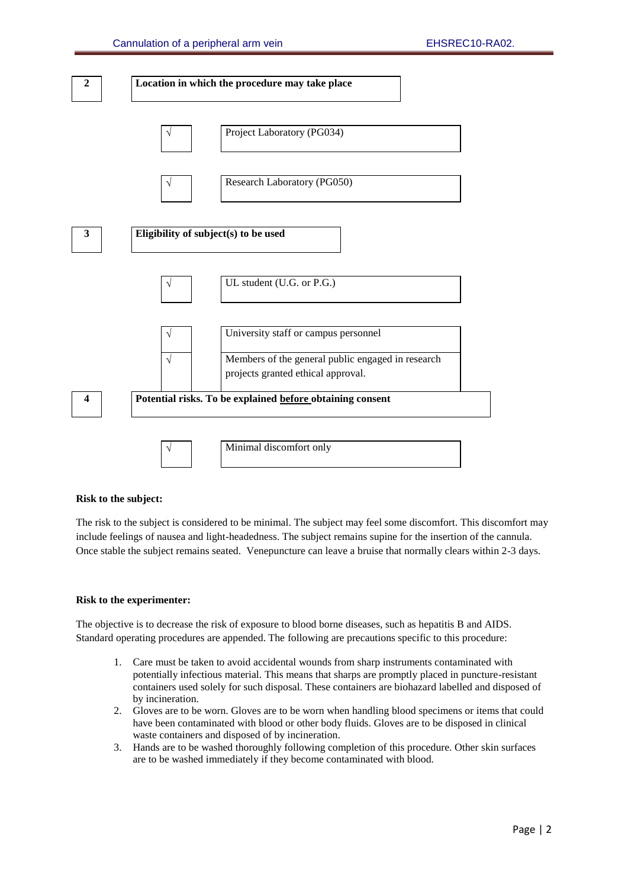**2** **Location in which the procedure may take place**

| | |
|---|---|
| √ | Project Laboratory (PG034) |
| √ | Research Laboratory (PG050) |

**3** **Eligibility of subject(s) to be used**

| | |
|---|---|
| √ | UL student (U.G. or P.G.) |
| √ | University staff or campus personnel |
| √ | Members of the general public engaged in research projects granted ethical approval. |

**4** **Potential risks. To be explained before obtaining consent**

| | |
|---|---|
| √ | Minimal discomfort only |

**Risk to the subject:**

The risk to the subject is considered to be minimal. The subject may feel some discomfort. This discomfort may include feelings of nausea and light-headedness. The subject remains supine for the insertion of the cannula. Once stable the subject remains seated. Venepuncture can leave a bruise that normally clears within 2-3 days.

**Risk to the experimenter:**

The objective is to decrease the risk of exposure to blood borne diseases, such as hepatitis B and AIDS. Standard operating procedures are appended. The following are precautions specific to this procedure:

1. Care must be taken to avoid accidental wounds from sharp instruments contaminated with potentially infectious material. This means that sharps are promptly placed in puncture-resistant containers used solely for such disposal. These containers are biohazard labelled and disposed of by incineration.
2. Gloves are to be worn. Gloves are to be worn when handling blood specimens or items that could have been contaminated with blood or other body fluids. Gloves are to be disposed in clinical waste containers and disposed of by incineration.
3. Hands are to be washed thoroughly following completion of this procedure. Other skin surfaces are to be washed immediately if they become contaminated with blood.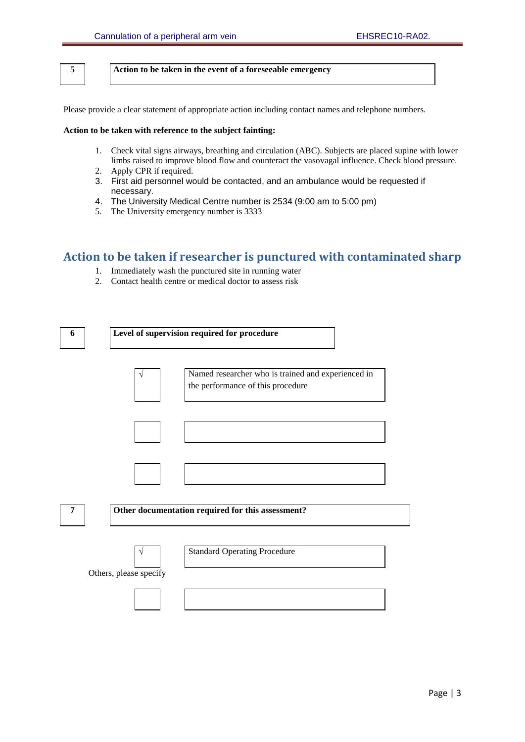| 5 | **Action to be taken in the event of a foreseeable emergency** |
|---|---|

Please provide a clear statement of appropriate action including contact names and telephone numbers.

**Action to be taken with reference to the subject fainting:**

1. Check vital signs airways, breathing and circulation (ABC). Subjects are placed supine with lower limbs raised to improve blood flow and counteract the vasovagal influence. Check blood pressure.
2. Apply CPR if required.
3. First aid personnel would be contacted, and an ambulance would be requested if necessary.
4. The University Medical Centre number is 2534 (9:00 am to 5:00 pm)
5. The University emergency number is 3333

## Action to be taken if researcher is punctured with contaminated sharp

1. Immediately wash the punctured site in running water
2. Contact health centre or medical doctor to assess risk

| 6 | **Level of supervision required for procedure** |
|---|---|

| | |
|---|---|
| √ | Named researcher who is trained and experienced in the performance of this procedure |
| | |
| | |

| 7 | **Other documentation required for this assessment?** |
|---|---|

| | |
|---|---|
| √ | Standard Operating Procedure |

Others, please specify

| | |
|---|---|
| | |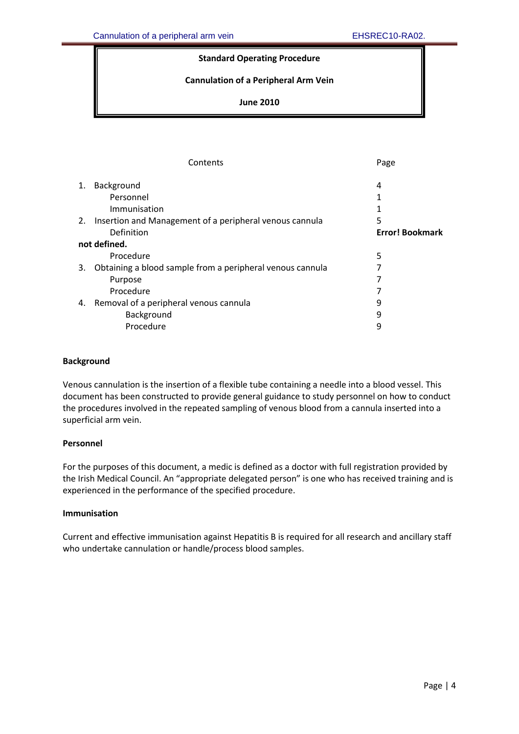**Standard Operating Procedure**

**Cannulation of a Peripheral Arm Vein**

**June 2010**

| Contents | Page |
|---|---|
| 1. Background | 4 |
| Personnel | 1 |
| Immunisation | 1 |
| 2. Insertion and Management of a peripheral venous cannula | 5 |
| Definition **not defined.** | **Error! Bookmark** |
| Procedure | 5 |
| 3. Obtaining a blood sample from a peripheral venous cannula | 7 |
| Purpose | 7 |
| Procedure | 7 |
| 4. Removal of a peripheral venous cannula | 9 |
| Background | 9 |
| Procedure | 9 |

## Background

Venous cannulation is the insertion of a flexible tube containing a needle into a blood vessel. This document has been constructed to provide general guidance to study personnel on how to conduct the procedures involved in the repeated sampling of venous blood from a cannula inserted into a superficial arm vein.

## Personnel

For the purposes of this document, a medic is defined as a doctor with full registration provided by the Irish Medical Council. An "appropriate delegated person" is one who has received training and is experienced in the performance of the specified procedure.

## Immunisation

Current and effective immunisation against Hepatitis B is required for all research and ancillary staff who undertake cannulation or handle/process blood samples.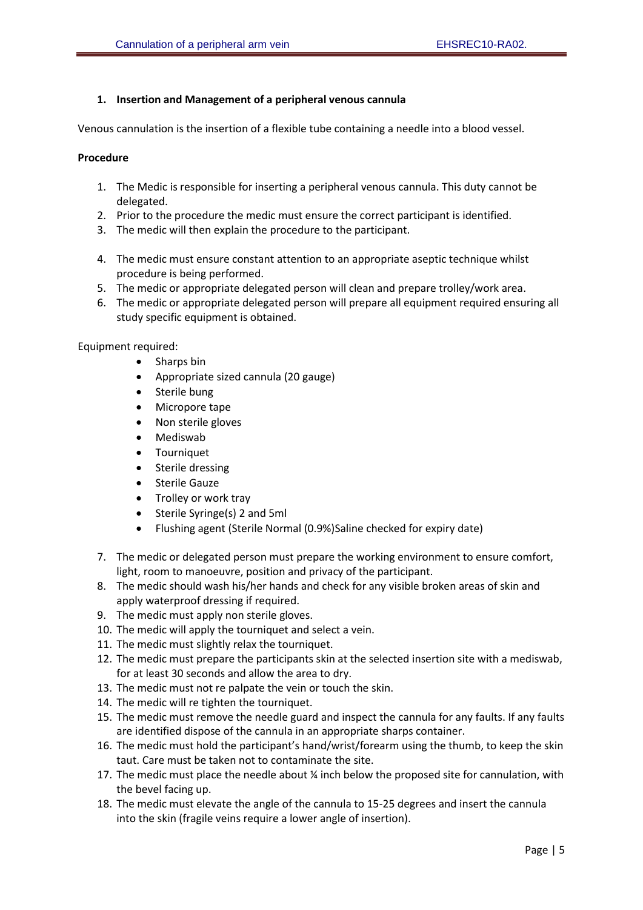## 1. Insertion and Management of a peripheral venous cannula

Venous cannulation is the insertion of a flexible tube containing a needle into a blood vessel.

**Procedure**

1. The Medic is responsible for inserting a peripheral venous cannula. This duty cannot be delegated.
2. Prior to the procedure the medic must ensure the correct participant is identified.
3. The medic will then explain the procedure to the participant.
4. The medic must ensure constant attention to an appropriate aseptic technique whilst procedure is being performed.
5. The medic or appropriate delegated person will clean and prepare trolley/work area.
6. The medic or appropriate delegated person will prepare all equipment required ensuring all study specific equipment is obtained.

Equipment required:

- Sharps bin
- Appropriate sized cannula (20 gauge)
- Sterile bung
- Micropore tape
- Non sterile gloves
- Mediswab
- Tourniquet
- Sterile dressing
- Sterile Gauze
- Trolley or work tray
- Sterile Syringe(s) 2 and 5ml
- Flushing agent (Sterile Normal (0.9%)Saline checked for expiry date)

7. The medic or delegated person must prepare the working environment to ensure comfort, light, room to manoeuvre, position and privacy of the participant.
8. The medic should wash his/her hands and check for any visible broken areas of skin and apply waterproof dressing if required.
9. The medic must apply non sterile gloves.
10. The medic will apply the tourniquet and select a vein.
11. The medic must slightly relax the tourniquet.
12. The medic must prepare the participants skin at the selected insertion site with a mediswab, for at least 30 seconds and allow the area to dry.
13. The medic must not re palpate the vein or touch the skin.
14. The medic will re tighten the tourniquet.
15. The medic must remove the needle guard and inspect the cannula for any faults. If any faults are identified dispose of the cannula in an appropriate sharps container.
16. The medic must hold the participant's hand/wrist/forearm using the thumb, to keep the skin taut. Care must be taken not to contaminate the site.
17. The medic must place the needle about ¼ inch below the proposed site for cannulation, with the bevel facing up.
18. The medic must elevate the angle of the cannula to 15-25 degrees and insert the cannula into the skin (fragile veins require a lower angle of insertion).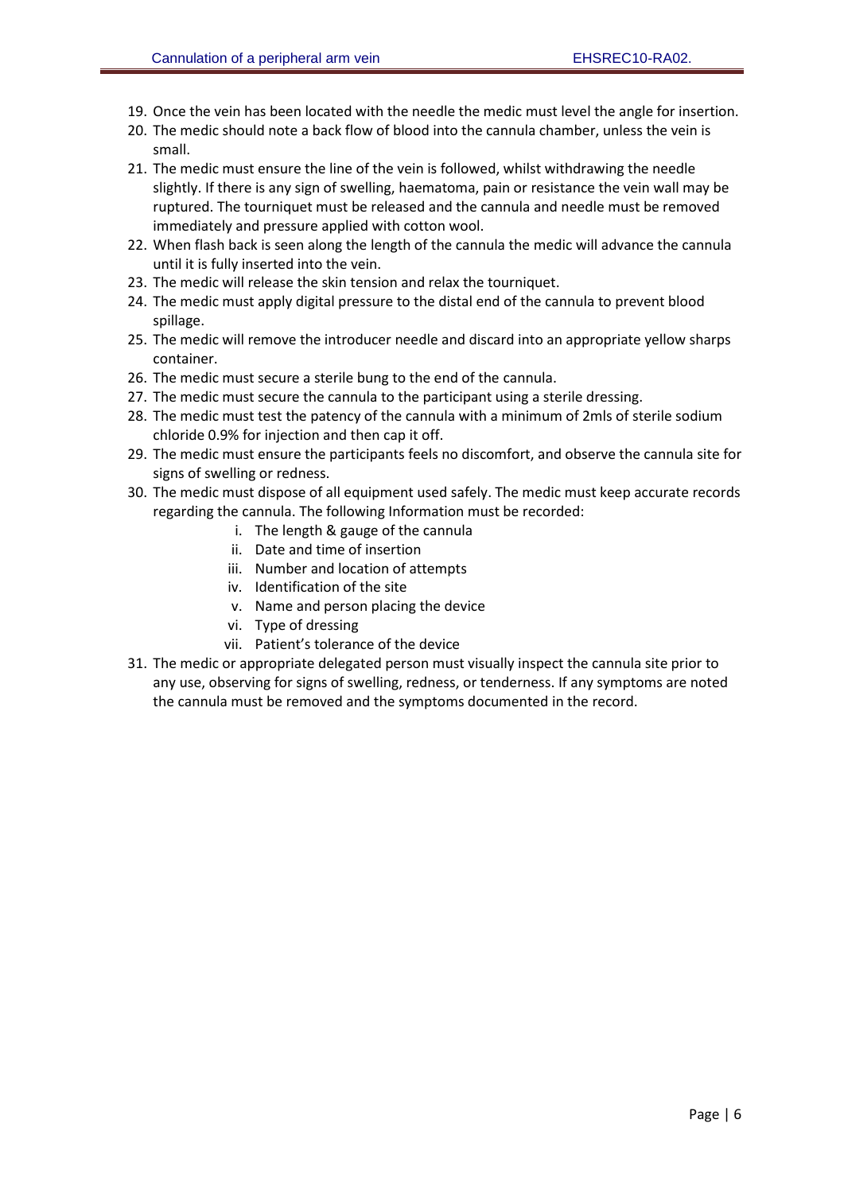19. Once the vein has been located with the needle the medic must level the angle for insertion.
20. The medic should note a back flow of blood into the cannula chamber, unless the vein is small.
21. The medic must ensure the line of the vein is followed, whilst withdrawing the needle slightly. If there is any sign of swelling, haematoma, pain or resistance the vein wall may be ruptured. The tourniquet must be released and the cannula and needle must be removed immediately and pressure applied with cotton wool.
22. When flash back is seen along the length of the cannula the medic will advance the cannula until it is fully inserted into the vein.
23. The medic will release the skin tension and relax the tourniquet.
24. The medic must apply digital pressure to the distal end of the cannula to prevent blood spillage.
25. The medic will remove the introducer needle and discard into an appropriate yellow sharps container.
26. The medic must secure a sterile bung to the end of the cannula.
27. The medic must secure the cannula to the participant using a sterile dressing.
28. The medic must test the patency of the cannula with a minimum of 2mls of sterile sodium chloride 0.9% for injection and then cap it off.
29. The medic must ensure the participants feels no discomfort, and observe the cannula site for signs of swelling or redness.
30. The medic must dispose of all equipment used safely. The medic must keep accurate records regarding the cannula. The following Information must be recorded:
    i. The length & gauge of the cannula
    ii. Date and time of insertion
    iii. Number and location of attempts
    iv. Identification of the site
    v. Name and person placing the device
    vi. Type of dressing
    vii. Patient's tolerance of the device
31. The medic or appropriate delegated person must visually inspect the cannula site prior to any use, observing for signs of swelling, redness, or tenderness. If any symptoms are noted the cannula must be removed and the symptoms documented in the record.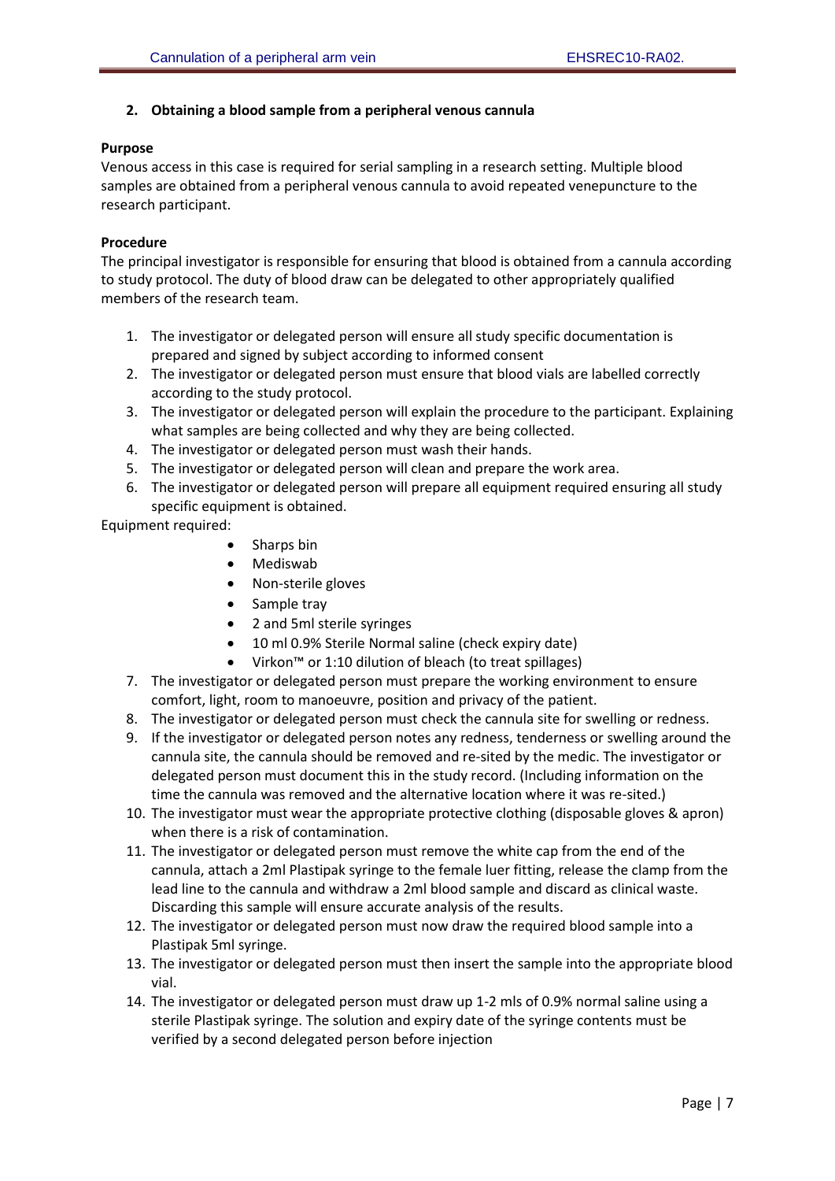## 2. Obtaining a blood sample from a peripheral venous cannula

**Purpose**

Venous access in this case is required for serial sampling in a research setting. Multiple blood samples are obtained from a peripheral venous cannula to avoid repeated venepuncture to the research participant.

**Procedure**

The principal investigator is responsible for ensuring that blood is obtained from a cannula according to study protocol. The duty of blood draw can be delegated to other appropriately qualified members of the research team.

1. The investigator or delegated person will ensure all study specific documentation is prepared and signed by subject according to informed consent
2. The investigator or delegated person must ensure that blood vials are labelled correctly according to the study protocol.
3. The investigator or delegated person will explain the procedure to the participant. Explaining what samples are being collected and why they are being collected.
4. The investigator or delegated person must wash their hands.
5. The investigator or delegated person will clean and prepare the work area.
6. The investigator or delegated person will prepare all equipment required ensuring all study specific equipment is obtained.

Equipment required:

- Sharps bin
- Mediswab
- Non-sterile gloves
- Sample tray
- 2 and 5ml sterile syringes
- 10 ml 0.9% Sterile Normal saline (check expiry date)
- Virkon™ or 1:10 dilution of bleach (to treat spillages)

7. The investigator or delegated person must prepare the working environment to ensure comfort, light, room to manoeuvre, position and privacy of the patient.
8. The investigator or delegated person must check the cannula site for swelling or redness.
9. If the investigator or delegated person notes any redness, tenderness or swelling around the cannula site, the cannula should be removed and re-sited by the medic. The investigator or delegated person must document this in the study record. (Including information on the time the cannula was removed and the alternative location where it was re-sited.)
10. The investigator must wear the appropriate protective clothing (disposable gloves & apron) when there is a risk of contamination.
11. The investigator or delegated person must remove the white cap from the end of the cannula, attach a 2ml Plastipak syringe to the female luer fitting, release the clamp from the lead line to the cannula and withdraw a 2ml blood sample and discard as clinical waste. Discarding this sample will ensure accurate analysis of the results.
12. The investigator or delegated person must now draw the required blood sample into a Plastipak 5ml syringe.
13. The investigator or delegated person must then insert the sample into the appropriate blood vial.
14. The investigator or delegated person must draw up 1-2 mls of 0.9% normal saline using a sterile Plastipak syringe. The solution and expiry date of the syringe contents must be verified by a second delegated person before injection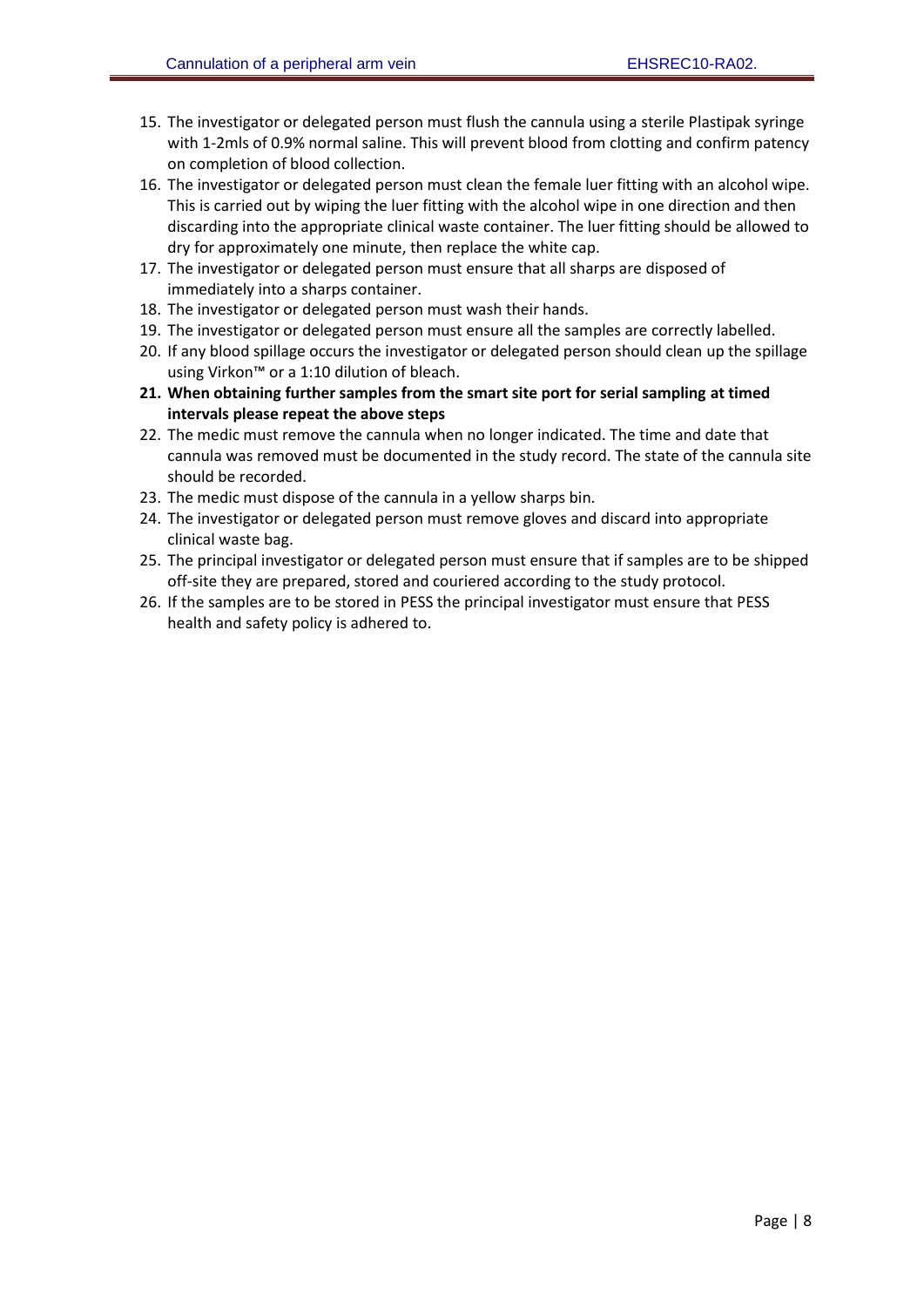15. The investigator or delegated person must flush the cannula using a sterile Plastipak syringe with 1-2mls of 0.9% normal saline. This will prevent blood from clotting and confirm patency on completion of blood collection.
16. The investigator or delegated person must clean the female luer fitting with an alcohol wipe. This is carried out by wiping the luer fitting with the alcohol wipe in one direction and then discarding into the appropriate clinical waste container. The luer fitting should be allowed to dry for approximately one minute, then replace the white cap.
17. The investigator or delegated person must ensure that all sharps are disposed of immediately into a sharps container.
18. The investigator or delegated person must wash their hands.
19. The investigator or delegated person must ensure all the samples are correctly labelled.
20. If any blood spillage occurs the investigator or delegated person should clean up the spillage using Virkon™ or a 1:10 dilution of bleach.
21. **When obtaining further samples from the smart site port for serial sampling at timed intervals please repeat the above steps**
22. The medic must remove the cannula when no longer indicated. The time and date that cannula was removed must be documented in the study record. The state of the cannula site should be recorded.
23. The medic must dispose of the cannula in a yellow sharps bin.
24. The investigator or delegated person must remove gloves and discard into appropriate clinical waste bag.
25. The principal investigator or delegated person must ensure that if samples are to be shipped off-site they are prepared, stored and couriered according to the study protocol.
26. If the samples are to be stored in PESS the principal investigator must ensure that PESS health and safety policy is adhered to.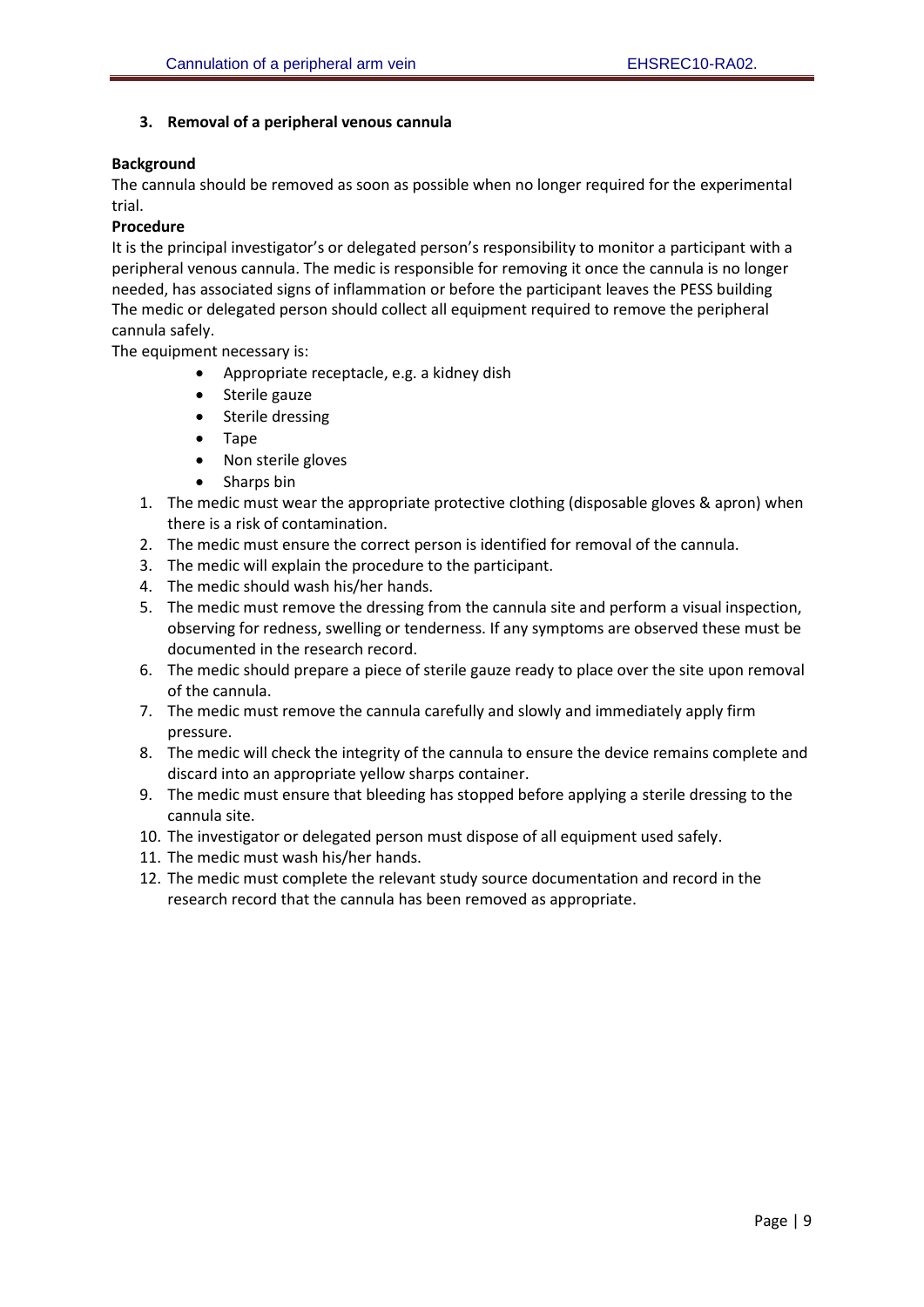### 3. Removal of a peripheral venous cannula

**Background**

The cannula should be removed as soon as possible when no longer required for the experimental trial.

**Procedure**

It is the principal investigator's or delegated person's responsibility to monitor a participant with a peripheral venous cannula. The medic is responsible for removing it once the cannula is no longer needed, has associated signs of inflammation or before the participant leaves the PESS building The medic or delegated person should collect all equipment required to remove the peripheral cannula safely.

The equipment necessary is:

- Appropriate receptacle, e.g. a kidney dish
- Sterile gauze
- Sterile dressing
- Tape
- Non sterile gloves
- Sharps bin

1. The medic must wear the appropriate protective clothing (disposable gloves & apron) when there is a risk of contamination.
2. The medic must ensure the correct person is identified for removal of the cannula.
3. The medic will explain the procedure to the participant.
4. The medic should wash his/her hands.
5. The medic must remove the dressing from the cannula site and perform a visual inspection, observing for redness, swelling or tenderness. If any symptoms are observed these must be documented in the research record.
6. The medic should prepare a piece of sterile gauze ready to place over the site upon removal of the cannula.
7. The medic must remove the cannula carefully and slowly and immediately apply firm pressure.
8. The medic will check the integrity of the cannula to ensure the device remains complete and discard into an appropriate yellow sharps container.
9. The medic must ensure that bleeding has stopped before applying a sterile dressing to the cannula site.
10. The investigator or delegated person must dispose of all equipment used safely.
11. The medic must wash his/her hands.
12. The medic must complete the relevant study source documentation and record in the research record that the cannula has been removed as appropriate.